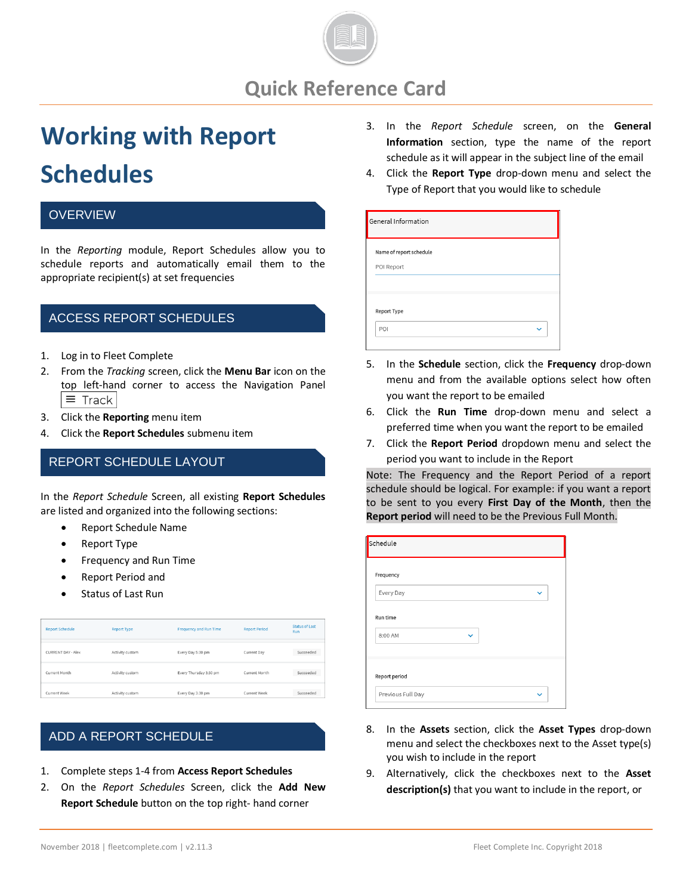# Quick Reference Card

# Working with Report Schedules

## OVERVIEW

In the *Reporting* module, Report Schedules allow you to schedule reports and automatically email them to the appropriate recipient(s) at set frequencies

## ACCESS REPORT SCHEDULES

1. Log in to Fleet Complete
2. From the *Tracking* screen, click the **Menu Bar** icon on the top left-hand corner to access the Navigation Panel ≡ Track
3. Click the **Reporting** menu item
4. Click the **Report Schedules** submenu item

## REPORT SCHEDULE LAYOUT

In the *Report Schedule* Screen, all existing **Report Schedules** are listed and organized into the following sections:

- Report Schedule Name
- Report Type
- Frequency and Run Time
- Report Period and
- Status of Last Run

| Report Schedule | Report Type | Frequency and Run Time | Report Period | Status of Last Run |
|---|---|---|---|---|
| CURRENT DAY - Alex | Activity custom | Every Day 5:30 pm | Current Day | Succeeded |
| Current Month | Activity custom | Every Thursday 3:30 pm | Current Month | Succeeded |
| Current Week | Activity custom | Every Day 3:30 pm | Current Week | Succeeded |

## ADD A REPORT SCHEDULE

1. Complete steps 1-4 from **Access Report Schedules**
2. On the *Report Schedules* Screen, click the **Add New Report Schedule** button on the top right- hand corner
3. In the *Report Schedule* screen, on the **General Information** section, type the name of the report schedule as it will appear in the subject line of the email
4. Click the **Report Type** drop-down menu and select the Type of Report that you would like to schedule

| General Information |
|---|
| Name of report schedule: POI Report |
| Report Type: POI |

5. In the **Schedule** section, click the **Frequency** drop-down menu and from the available options select how often you want the report to be emailed
6. Click the **Run Time** drop-down menu and select a preferred time when you want the report to be emailed
7. Click the **Report Period** dropdown menu and select the period you want to include in the Report

Note: The Frequency and the Report Period of a report schedule should be logical. For example: if you want a report to be sent to you every **First Day of the Month**, then the **Report period** will need to be the Previous Full Month.

| Schedule |
|---|
| Frequency: Every Day |
| Run time: 8:00 AM |
| Report period: Previous Full Day |

8. In the **Assets** section, click the **Asset Types** drop-down menu and select the checkboxes next to the Asset type(s) you wish to include in the report
9. Alternatively, click the checkboxes next to the **Asset description(s)** that you want to include in the report, or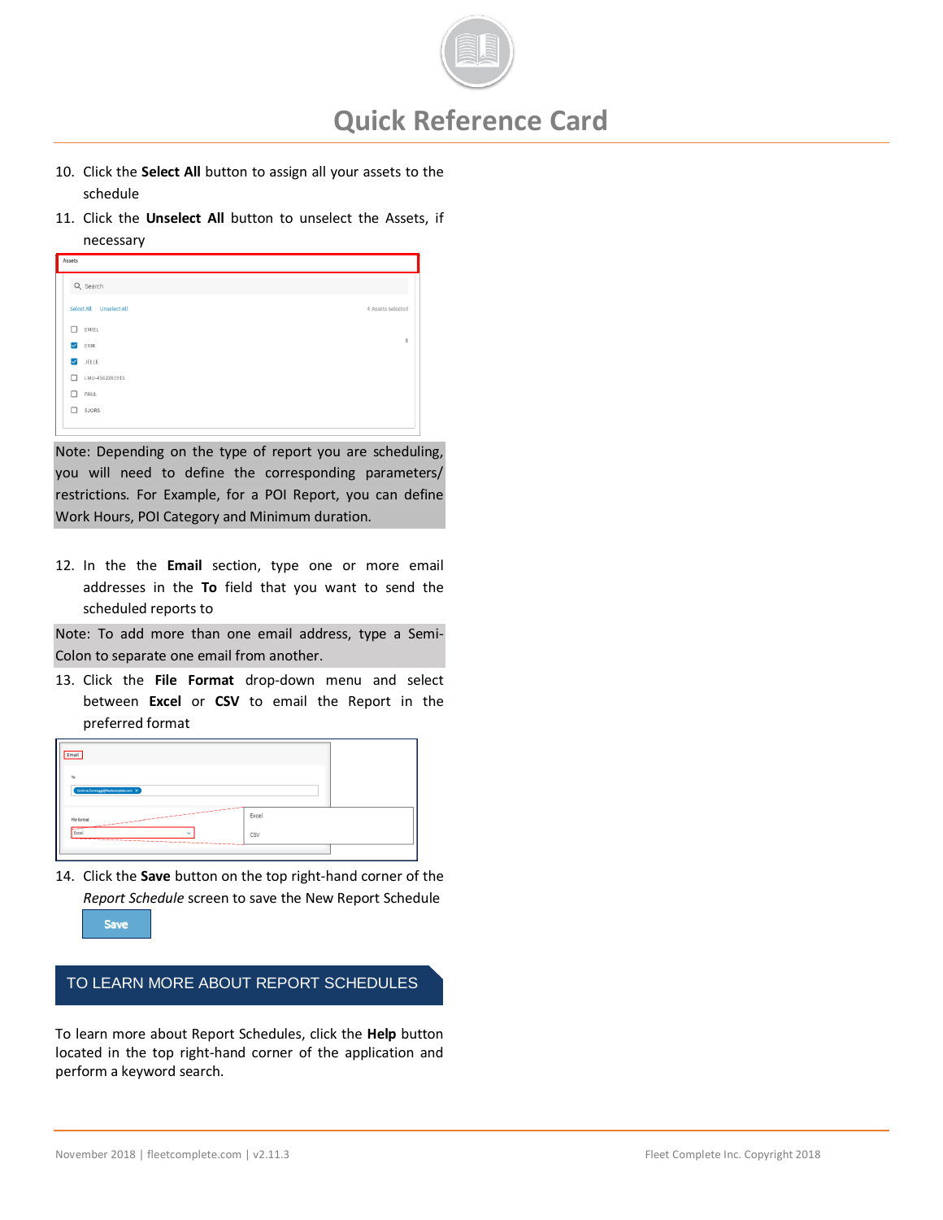10. Click the **Select All** button to assign all your assets to the schedule
11. Click the **Unselect All** button to unselect the Assets, if necessary

Note: Depending on the type of report you are scheduling, you will need to define the corresponding parameters/ restrictions. For Example, for a POI Report, you can define Work Hours, POI Category and Minimum duration.

12. In the the **Email** section, type one or more email addresses in the **To** field that you want to send the scheduled reports to

Note: To add more than one email address, type a Semi-Colon to separate one email from another.

13. Click the **File Format** drop-down menu and select between **Excel** or **CSV** to email the Report in the preferred format
14. Click the **Save** button on the top right-hand corner of the *Report Schedule* screen to save the New Report Schedule

## TO LEARN MORE ABOUT REPORT SCHEDULES

To learn more about Report Schedules, click the **Help** button located in the top right-hand corner of the application and perform a keyword search.